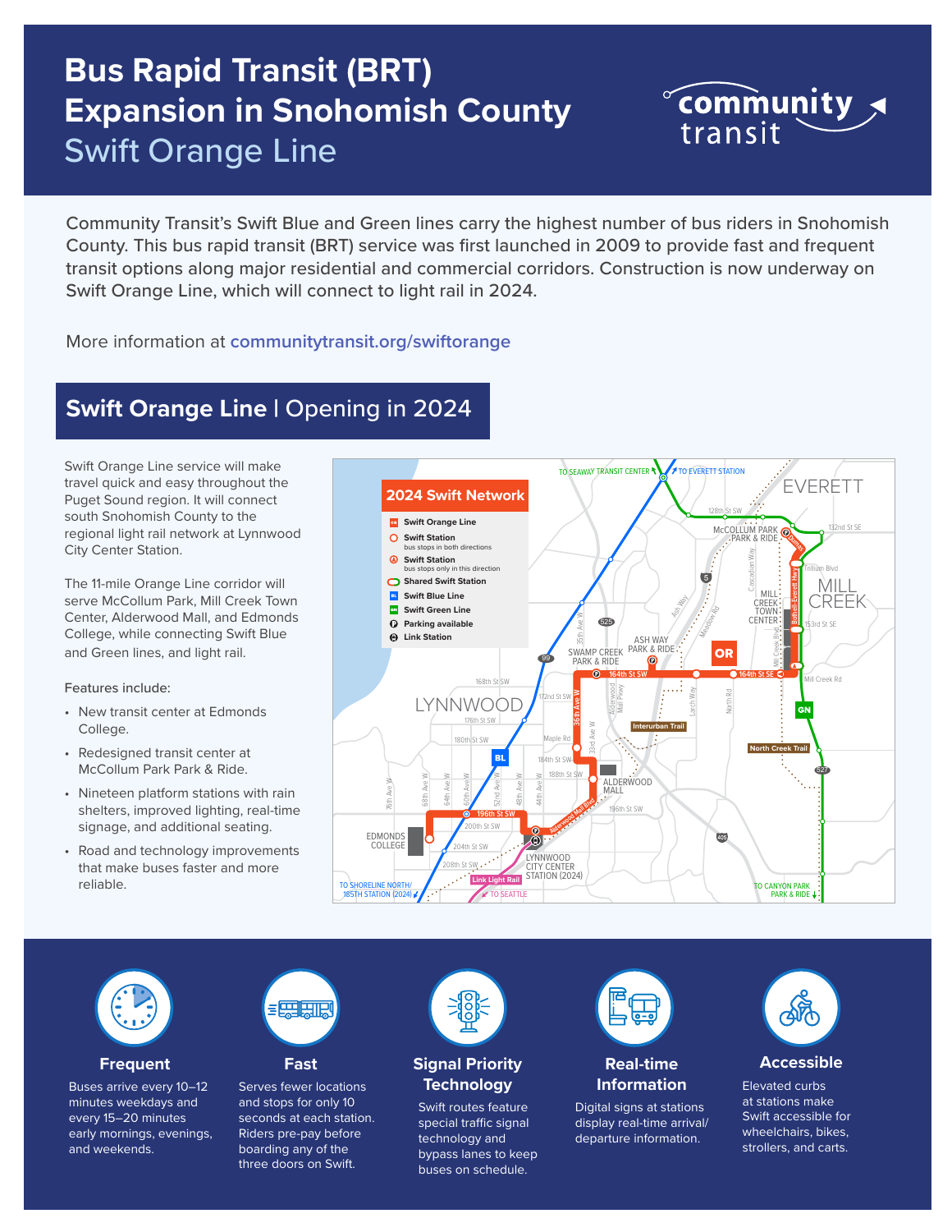# Bus Rapid Transit (BRT) Expansion in Snohomish County

## Swift Orange Line

community transit

Community Transit's Swift Blue and Green lines carry the highest number of bus riders in Snohomish County. This bus rapid transit (BRT) service was first launched in 2009 to provide fast and frequent transit options along major residential and commercial corridors. Construction is now underway on Swift Orange Line, which will connect to light rail in 2024.

More information at **communitytransit.org/swiftorange**

## Swift Orange Line | Opening in 2024

Swift Orange Line service will make travel quick and easy throughout the Puget Sound region. It will connect south Snohomish County to the regional light rail network at Lynnwood City Center Station.

The 11-mile Orange Line corridor will serve McCollum Park, Mill Creek Town Center, Alderwood Mall, and Edmonds College, while connecting Swift Blue and Green lines, and light rail.

Features include:

- New transit center at Edmonds College.
- Redesigned transit center at McCollum Park Park & Ride.
- Nineteen platform stations with rain shelters, improved lighting, real-time signage, and additional seating.
- Road and technology improvements that make buses faster and more reliable.

**2024 Swift Network**

- Swift Orange Line
- Swift Station (bus stops in both directions)
- Swift Station (bus stops only in this direction)
- Shared Swift Station
- Swift Blue Line
- Swift Green Line
- Parking available
- Link Station

### Frequent

Buses arrive every 10–12 minutes weekdays and every 15–20 minutes early mornings, evenings, and weekends.

### Fast

Serves fewer locations and stops for only 10 seconds at each station. Riders pre-pay before boarding any of the three doors on Swift.

### Signal Priority Technology

Swift routes feature special traffic signal technology and bypass lanes to keep buses on schedule.

### Real-time Information

Digital signs at stations display real-time arrival/departure information.

### Accessible

Elevated curbs at stations make Swift accessible for wheelchairs, bikes, strollers, and carts.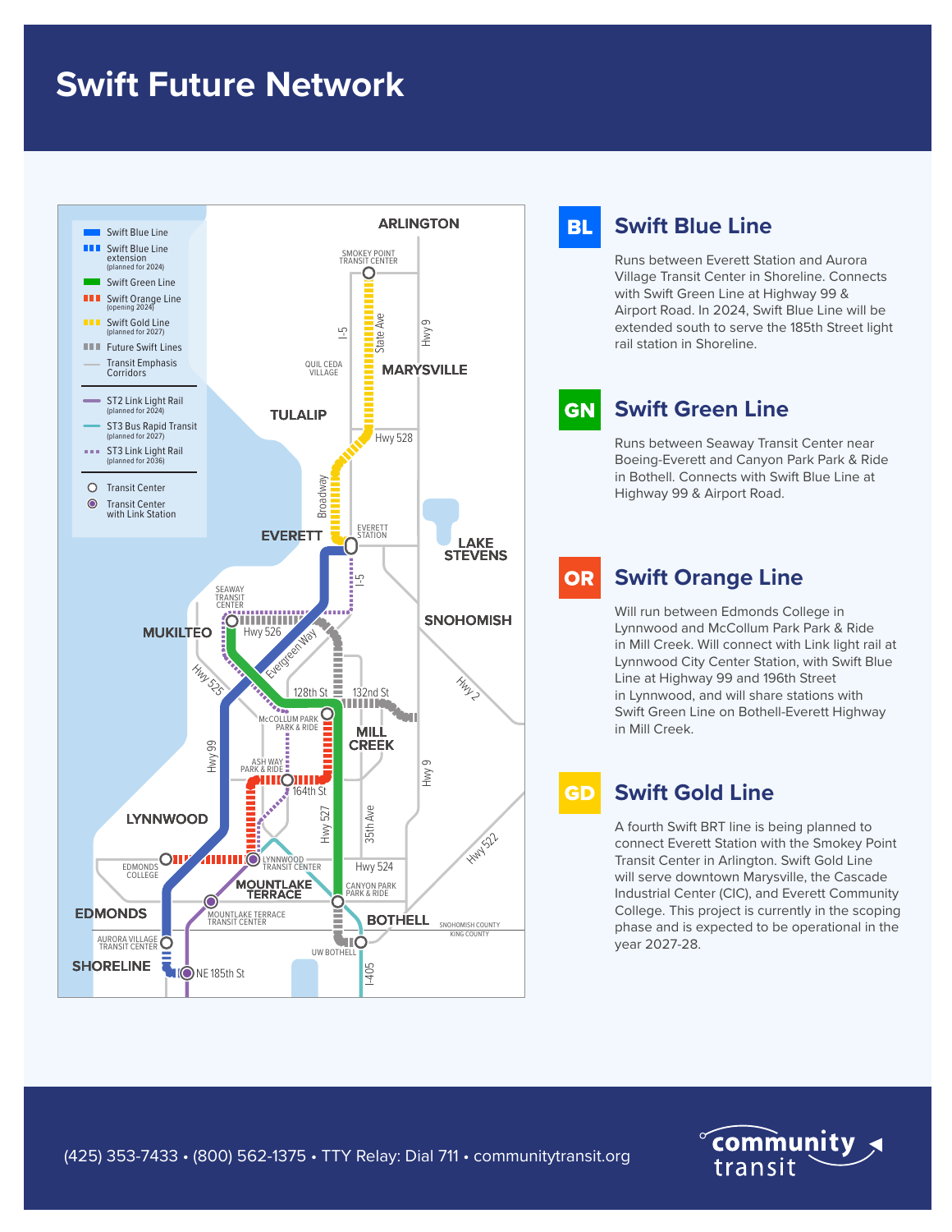# Swift Future Network

Swift Blue Line
Swift Blue Line extension (planned for 2024)
Swift Green Line
Swift Orange Line (opening 2024)
Swift Gold Line (planned for 2027)
Future Swift Lines
Transit Emphasis Corridors
ST2 Link Light Rail (planned for 2024)
ST3 Bus Rapid Transit (planned for 2027)
ST3 Link Light Rail (planned for 2036)
Transit Center
Transit Center with Link Station

ARLINGTON
SMOKEY POINT TRANSIT CENTER
I-5
State Ave
Hwy 9
QUIL CEDA VILLAGE
MARYSVILLE
TULALIP
Hwy 528
Broadway
EVERETT
EVERETT STATION
LAKE STEVENS
SEAWAY TRANSIT CENTER
MUKILTEO
Hwy 526
Evergreen Way
SNOHOMISH
Hwy 2
Hwy 525
128th St
132nd St
McCOLLUM PARK PARK & RIDE
MILL CREEK
Hwy 99
ASH WAY PARK & RIDE
164th St
LYNNWOOD
Hwy 527
35th Ave
Hwy 522
EDMONDS COLLEGE
LYNNWOOD TRANSIT CENTER
Hwy 524
MOUNTLAKE TERRACE
CANYON PARK PARK & RIDE
EDMONDS
MOUNTLAKE TERRACE TRANSIT CENTER
BOTHELL
SNOHOMISH COUNTY
KING COUNTY
AURORA VILLAGE TRANSIT CENTER
UW BOTHELL
SHORELINE
NE 185th St
I-405

## BL Swift Blue Line

Runs between Everett Station and Aurora Village Transit Center in Shoreline. Connects with Swift Green Line at Highway 99 & Airport Road. In 2024, Swift Blue Line will be extended south to serve the 185th Street light rail station in Shoreline.

## GN Swift Green Line

Runs between Seaway Transit Center near Boeing-Everett and Canyon Park Park & Ride in Bothell. Connects with Swift Blue Line at Highway 99 & Airport Road.

## OR Swift Orange Line

Will run between Edmonds College in Lynnwood and McCollum Park Park & Ride in Mill Creek. Will connect with Link light rail at Lynnwood City Center Station, with Swift Blue Line at Highway 99 and 196th Street in Lynnwood, and will share stations with Swift Green Line on Bothell-Everett Highway in Mill Creek.

## GD Swift Gold Line

A fourth Swift BRT line is being planned to connect Everett Station with the Smokey Point Transit Center in Arlington. Swift Gold Line will serve downtown Marysville, the Cascade Industrial Center (CIC), and Everett Community College. This project is in the scoping phase and is expected to be operational in the year 2027-28.

(425) 353-7433 • (800) 562-1375 • TTY Relay: Dial 711 • communitytransit.org

community transit